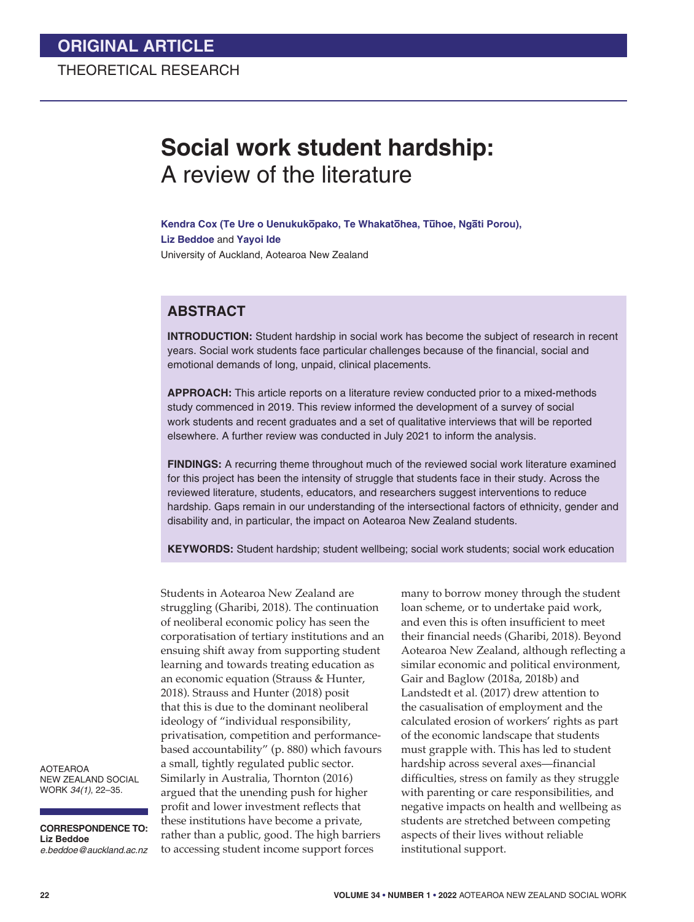ORIGINAL ARTICLE

THEORETICAL RESEARCH

# Social work student hardship: A review of the literature

**Kendra Cox (Te Ure o Uenukukōpako, Te Whakatōhea, Tūhoe, Ngāti Porou), Liz Beddoe** and **Yayoi Ide**

University of Auckland, Aotearoa New Zealand

## ABSTRACT

**INTRODUCTION:** Student hardship in social work has become the subject of research in recent years. Social work students face particular challenges because of the financial, social and emotional demands of long, unpaid, clinical placements.

**APPROACH:** This article reports on a literature review conducted prior to a mixed-methods study commenced in 2019. This review informed the development of a survey of social work students and recent graduates and a set of qualitative interviews that will be reported elsewhere. A further review was conducted in July 2021 to inform the analysis.

**FINDINGS:** A recurring theme throughout much of the reviewed social work literature examined for this project has been the intensity of struggle that students face in their study. Across the reviewed literature, students, educators, and researchers suggest interventions to reduce hardship. Gaps remain in our understanding of the intersectional factors of ethnicity, gender and disability and, in particular, the impact on Aotearoa New Zealand students.

**KEYWORDS:** Student hardship; student wellbeing; social work students; social work education

AOTEAROA NEW ZEALAND SOCIAL WORK *34(1)*, 22–35.

**CORRESPONDENCE TO:**
**Liz Beddoe**
*e.beddoe@auckland.ac.nz*

Students in Aotearoa New Zealand are struggling (Gharibi, 2018). The continuation of neoliberal economic policy has seen the corporatisation of tertiary institutions and an ensuing shift away from supporting student learning and towards treating education as an economic equation (Strauss & Hunter, 2018). Strauss and Hunter (2018) posit that this is due to the dominant neoliberal ideology of "individual responsibility, privatisation, competition and performance-based accountability" (p. 880) which favours a small, tightly regulated public sector. Similarly in Australia, Thornton (2016) argued that the unending push for higher profit and lower investment reflects that these institutions have become a private, rather than a public, good. The high barriers to accessing student income support forces many to borrow money through the student loan scheme, or to undertake paid work, and even this is often insufficient to meet their financial needs (Gharibi, 2018). Beyond Aotearoa New Zealand, although reflecting a similar economic and political environment, Gair and Baglow (2018a, 2018b) and Landstedt et al. (2017) drew attention to the casualisation of employment and the calculated erosion of workers' rights as part of the economic landscape that students must grapple with. This has led to student hardship across several axes—financial difficulties, stress on family as they struggle with parenting or care responsibilities, and negative impacts on health and wellbeing as students are stretched between competing aspects of their lives without reliable institutional support.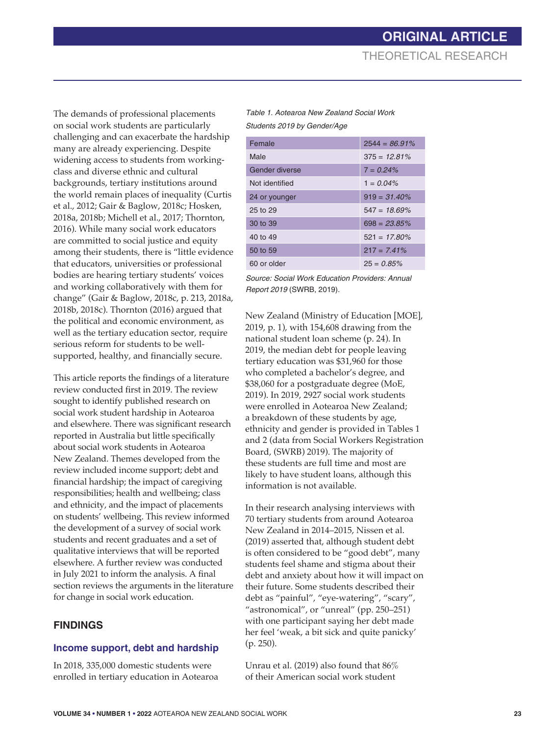The demands of professional placements on social work students are particularly challenging and can exacerbate the hardship many are already experiencing. Despite widening access to students from working-class and diverse ethnic and cultural backgrounds, tertiary institutions around the world remain places of inequality (Curtis et al., 2012; Gair & Baglow, 2018c; Hosken, 2018a, 2018b; Michell et al., 2017; Thornton, 2016). While many social work educators are committed to social justice and equity among their students, there is "little evidence that educators, universities or professional bodies are hearing tertiary students' voices and working collaboratively with them for change" (Gair & Baglow, 2018c, p. 213, 2018a, 2018b, 2018c). Thornton (2016) argued that the political and economic environment, as well as the tertiary education sector, require serious reform for students to be well-supported, healthy, and financially secure.

This article reports the findings of a literature review conducted first in 2019. The review sought to identify published research on social work student hardship in Aotearoa and elsewhere. There was significant research reported in Australia but little specifically about social work students in Aotearoa New Zealand. Themes developed from the review included income support; debt and financial hardship; the impact of caregiving responsibilities; health and wellbeing; class and ethnicity, and the impact of placements on students' wellbeing. This review informed the development of a survey of social work students and recent graduates and a set of qualitative interviews that will be reported elsewhere. A further review was conducted in July 2021 to inform the analysis. A final section reviews the arguments in the literature for change in social work education.

## FINDINGS

### Income support, debt and hardship

In 2018, 335,000 domestic students were enrolled in tertiary education in Aotearoa New Zealand (Ministry of Education [MOE], 2019, p. 1), with 154,608 drawing from the national student loan scheme (p. 24). In 2019, the median debt for people leaving tertiary education was $31,960 for those who completed a bachelor's degree, and $38,060 for a postgraduate degree (MoE, 2019). In 2019, 2927 social work students were enrolled in Aotearoa New Zealand; a breakdown of these students by age, ethnicity and gender is provided in Tables 1 and 2 (data from Social Workers Registration Board, (SWRB) 2019). The majority of these students are full time and most are likely to have student loans, although this information is not available.

*Table 1. Aotearoa New Zealand Social Work Students 2019 by Gender/Age*

| | |
|---|---|
| Female | 2544 = *86.91%* |
| Male | 375 = *12.81%* |
| Gender diverse | *7 = 0.24%* |
| Not identified | 1 = *0.04%* |
| 24 or younger | 919 = *31.40%* |
| 25 to 29 | 547 = *18.69%* |
| 30 to 39 | 698 = *23.85%* |
| 40 to 49 | 521 = *17.80%* |
| 50 to 59 | 217 = *7.41%* |
| 60 or older | 25 = *0.85%* |

*Source: Social Work Education Providers: Annual Report 2019* (SWRB, 2019).

In their research analysing interviews with 70 tertiary students from around Aotearoa New Zealand in 2014–2015, Nissen et al. (2019) asserted that, although student debt is often considered to be "good debt", many students feel shame and stigma about their debt and anxiety about how it will impact on their future. Some students described their debt as "painful", "eye-watering", "scary", "astronomical", or "unreal" (pp. 250–251) with one participant saying her debt made her feel 'weak, a bit sick and quite panicky' (p. 250).

Unrau et al. (2019) also found that 86% of their American social work student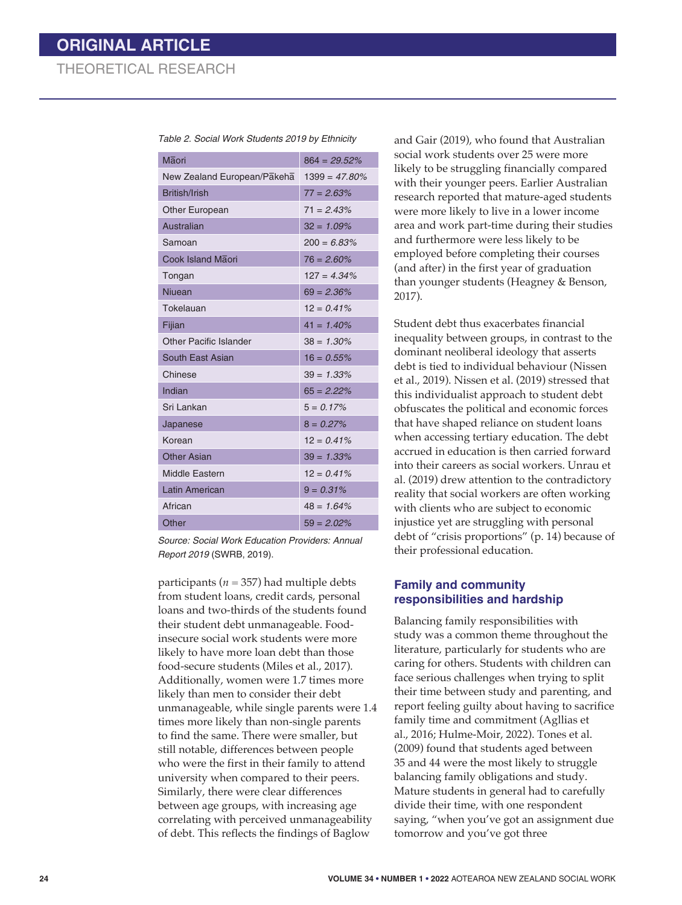Table 2. Social Work Students 2019 by Ethnicity

| Ethnicity | Number |
|---|---|
| Māori | 864 = *29.52%* |
| New Zealand European/Pākehā | 1399 = *47.80%* |
| British/Irish | 77 = *2.63%* |
| Other European | 71 = *2.43%* |
| Australian | 32 = *1.09%* |
| Samoan | 200 = *6.83%* |
| Cook Island Māori | 76 = *2.60%* |
| Tongan | 127 = *4.34%* |
| Niuean | 69 = *2.36%* |
| Tokelauan | 12 = *0.41%* |
| Fijian | 41 = *1.40%* |
| Other Pacific Islander | 38 = *1.30%* |
| South East Asian | 16 = *0.55%* |
| Chinese | 39 = *1.33%* |
| Indian | 65 = *2.22%* |
| Sri Lankan | 5 = *0.17%* |
| Japanese | 8 = *0.27%* |
| Korean | 12 = *0.41%* |
| Other Asian | 39 = *1.33%* |
| Middle Eastern | 12 = *0.41%* |
| Latin American | 9 = *0.31%* |
| African | 48 = *1.64%* |
| Other | 59 = *2.02%* |

*Source: Social Work Education Providers: Annual Report 2019* (SWRB, 2019).

participants ($n = 357$) had multiple debts from student loans, credit cards, personal loans and two-thirds of the students found their student debt unmanageable. Food-insecure social work students were more likely to have more loan debt than those food-secure students (Miles et al., 2017). Additionally, women were 1.7 times more likely than men to consider their debt unmanageable, while single parents were 1.4 times more likely than non-single parents to find the same. There were smaller, but still notable, differences between people who were the first in their family to attend university when compared to their peers. Similarly, there were clear differences between age groups, with increasing age correlating with perceived unmanageability of debt. This reflects the findings of Baglow and Gair (2019), who found that Australian social work students over 25 were more likely to be struggling financially compared with their younger peers. Earlier Australian research reported that mature-aged students were more likely to live in a lower income area and work part-time during their studies and furthermore were less likely to be employed before completing their courses (and after) in the first year of graduation than younger students (Heagney & Benson, 2017).

Student debt thus exacerbates financial inequality between groups, in contrast to the dominant neoliberal ideology that asserts debt is tied to individual behaviour (Nissen et al., 2019). Nissen et al. (2019) stressed that this individualist approach to student debt obfuscates the political and economic forces that have shaped reliance on student loans when accessing tertiary education. The debt accrued in education is then carried forward into their careers as social workers. Unrau et al. (2019) drew attention to the contradictory reality that social workers are often working with clients who are subject to economic injustice yet are struggling with personal debt of "crisis proportions" (p. 14) because of their professional education.

## Family and community responsibilities and hardship

Balancing family responsibilities with study was a common theme throughout the literature, particularly for students who are caring for others. Students with children can face serious challenges when trying to split their time between study and parenting, and report feeling guilty about having to sacrifice family time and commitment (Agllias et al., 2016; Hulme-Moir, 2022). Tones et al. (2009) found that students aged between 35 and 44 were the most likely to struggle balancing family obligations and study. Mature students in general had to carefully divide their time, with one respondent saying, "when you've got an assignment due tomorrow and you've got three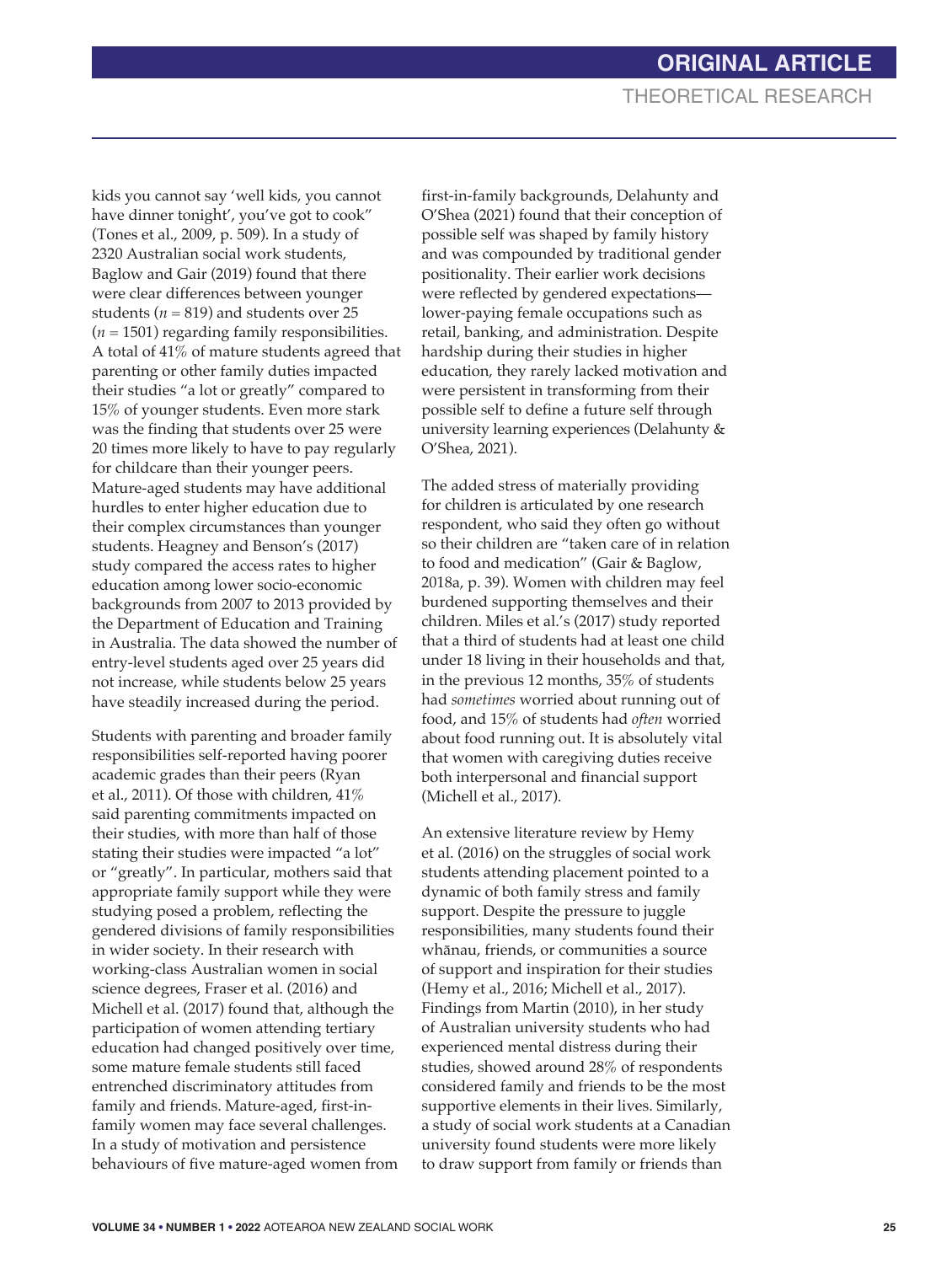kids you cannot say 'well kids, you cannot have dinner tonight', you've got to cook" (Tones et al., 2009, p. 509). In a study of 2320 Australian social work students, Baglow and Gair (2019) found that there were clear differences between younger students ($n = 819$) and students over 25 ($n = 1501$) regarding family responsibilities. A total of 41% of mature students agreed that parenting or other family duties impacted their studies "a lot or greatly" compared to 15% of younger students. Even more stark was the finding that students over 25 were 20 times more likely to have to pay regularly for childcare than their younger peers. Mature-aged students may have additional hurdles to enter higher education due to their complex circumstances than younger students. Heagney and Benson's (2017) study compared the access rates to higher education among lower socio-economic backgrounds from 2007 to 2013 provided by the Department of Education and Training in Australia. The data showed the number of entry-level students aged over 25 years did not increase, while students below 25 years have steadily increased during the period.

Students with parenting and broader family responsibilities self-reported having poorer academic grades than their peers (Ryan et al., 2011). Of those with children, 41% said parenting commitments impacted on their studies, with more than half of those stating their studies were impacted "a lot" or "greatly". In particular, mothers said that appropriate family support while they were studying posed a problem, reflecting the gendered divisions of family responsibilities in wider society. In their research with working-class Australian women in social science degrees, Fraser et al. (2016) and Michell et al. (2017) found that, although the participation of women attending tertiary education had changed positively over time, some mature female students still faced entrenched discriminatory attitudes from family and friends. Mature-aged, first-in-family women may face several challenges. In a study of motivation and persistence behaviours of five mature-aged women from first-in-family backgrounds, Delahunty and O'Shea (2021) found that their conception of possible self was shaped by family history and was compounded by traditional gender positionality. Their earlier work decisions were reflected by gendered expectations—lower-paying female occupations such as retail, banking, and administration. Despite hardship during their studies in higher education, they rarely lacked motivation and were persistent in transforming from their possible self to define a future self through university learning experiences (Delahunty & O'Shea, 2021).

The added stress of materially providing for children is articulated by one research respondent, who said they often go without so their children are "taken care of in relation to food and medication" (Gair & Baglow, 2018a, p. 39). Women with children may feel burdened supporting themselves and their children. Miles et al.'s (2017) study reported that a third of students had at least one child under 18 living in their households and that, in the previous 12 months, 35% of students had *sometimes* worried about running out of food, and 15% of students had *often* worried about food running out. It is absolutely vital that women with caregiving duties receive both interpersonal and financial support (Michell et al., 2017).

An extensive literature review by Hemy et al. (2016) on the struggles of social work students attending placement pointed to a dynamic of both family stress and family support. Despite the pressure to juggle responsibilities, many students found their whānau, friends, or communities a source of support and inspiration for their studies (Hemy et al., 2016; Michell et al., 2017). Findings from Martin (2010), in her study of Australian university students who had experienced mental distress during their studies, showed around 28% of respondents considered family and friends to be the most supportive elements in their lives. Similarly, a study of social work students at a Canadian university found students were more likely to draw support from family or friends than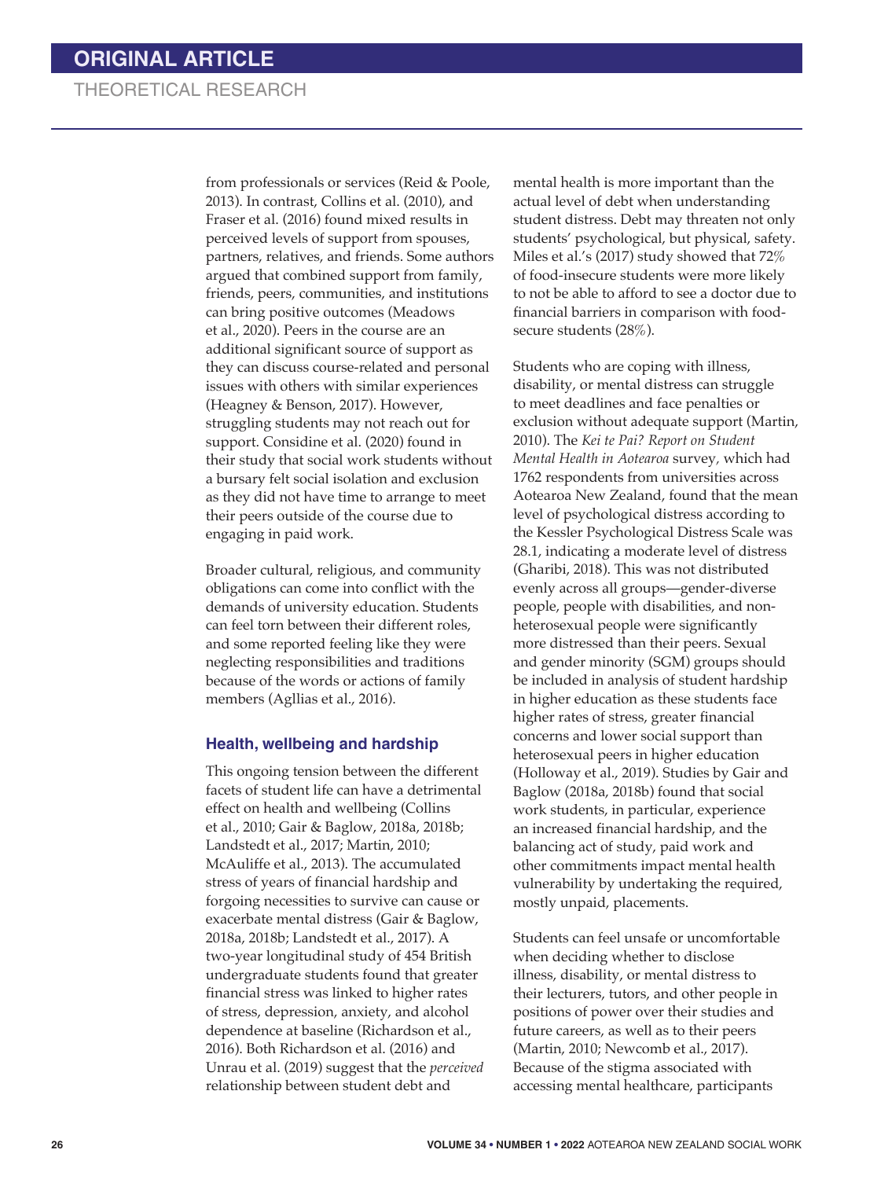from professionals or services (Reid & Poole, 2013). In contrast, Collins et al. (2010), and Fraser et al. (2016) found mixed results in perceived levels of support from spouses, partners, relatives, and friends. Some authors argued that combined support from family, friends, peers, communities, and institutions can bring positive outcomes (Meadows et al., 2020). Peers in the course are an additional significant source of support as they can discuss course-related and personal issues with others with similar experiences (Heagney & Benson, 2017). However, struggling students may not reach out for support. Considine et al. (2020) found in their study that social work students without a bursary felt social isolation and exclusion as they did not have time to arrange to meet their peers outside of the course due to engaging in paid work.

Broader cultural, religious, and community obligations can come into conflict with the demands of university education. Students can feel torn between their different roles, and some reported feeling like they were neglecting responsibilities and traditions because of the words or actions of family members (Agllias et al., 2016).

## Health, wellbeing and hardship

This ongoing tension between the different facets of student life can have a detrimental effect on health and wellbeing (Collins et al., 2010; Gair & Baglow, 2018a, 2018b; Landstedt et al., 2017; Martin, 2010; McAuliffe et al., 2013). The accumulated stress of years of financial hardship and forgoing necessities to survive can cause or exacerbate mental distress (Gair & Baglow, 2018a, 2018b; Landstedt et al., 2017). A two-year longitudinal study of 454 British undergraduate students found that greater financial stress was linked to higher rates of stress, depression, anxiety, and alcohol dependence at baseline (Richardson et al., 2016). Both Richardson et al. (2016) and Unrau et al. (2019) suggest that the *perceived* relationship between student debt and mental health is more important than the actual level of debt when understanding student distress. Debt may threaten not only students' psychological, but physical, safety. Miles et al.'s (2017) study showed that 72% of food-insecure students were more likely to not be able to afford to see a doctor due to financial barriers in comparison with food-secure students (28%).

Students who are coping with illness, disability, or mental distress can struggle to meet deadlines and face penalties or exclusion without adequate support (Martin, 2010). The *Kei te Pai? Report on Student Mental Health in Aotearoa* survey, which had 1762 respondents from universities across Aotearoa New Zealand, found that the mean level of psychological distress according to the Kessler Psychological Distress Scale was 28.1, indicating a moderate level of distress (Gharibi, 2018). This was not distributed evenly across all groups—gender-diverse people, people with disabilities, and non-heterosexual people were significantly more distressed than their peers. Sexual and gender minority (SGM) groups should be included in analysis of student hardship in higher education as these students face higher rates of stress, greater financial concerns and lower social support than heterosexual peers in higher education (Holloway et al., 2019). Studies by Gair and Baglow (2018a, 2018b) found that social work students, in particular, experience an increased financial hardship, and the balancing act of study, paid work and other commitments impact mental health vulnerability by undertaking the required, mostly unpaid, placements.

Students can feel unsafe or uncomfortable when deciding whether to disclose illness, disability, or mental distress to their lecturers, tutors, and other people in positions of power over their studies and future careers, as well as to their peers (Martin, 2010; Newcomb et al., 2017). Because of the stigma associated with accessing mental healthcare, participants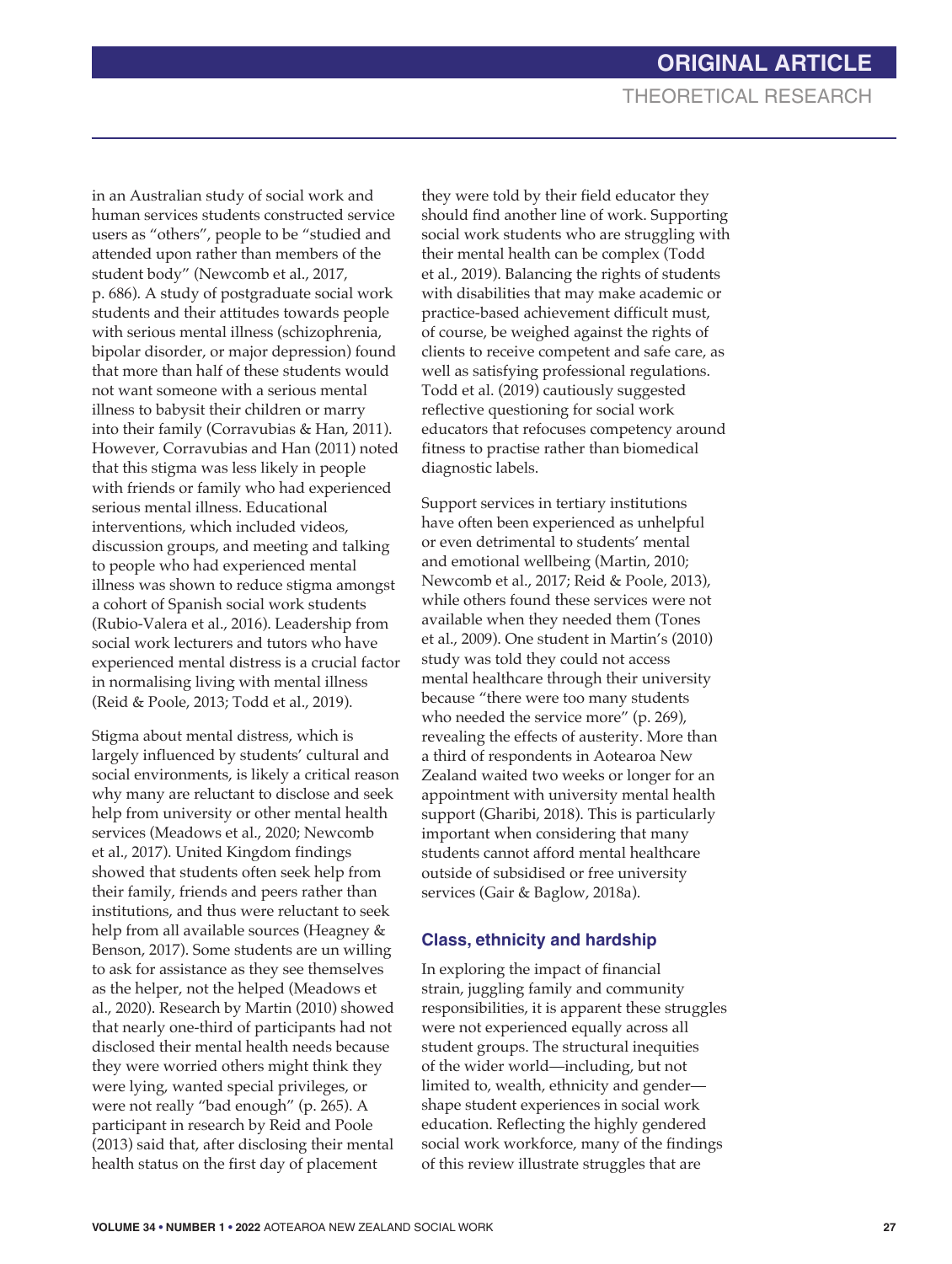in an Australian study of social work and human services students constructed service users as "others", people to be "studied and attended upon rather than members of the student body" (Newcomb et al., 2017, p. 686). A study of postgraduate social work students and their attitudes towards people with serious mental illness (schizophrenia, bipolar disorder, or major depression) found that more than half of these students would not want someone with a serious mental illness to babysit their children or marry into their family (Corravubias & Han, 2011). However, Corravubias and Han (2011) noted that this stigma was less likely in people with friends or family who had experienced serious mental illness. Educational interventions, which included videos, discussion groups, and meeting and talking to people who had experienced mental illness was shown to reduce stigma amongst a cohort of Spanish social work students (Rubio-Valera et al., 2016). Leadership from social work lecturers and tutors who have experienced mental distress is a crucial factor in normalising living with mental illness (Reid & Poole, 2013; Todd et al., 2019).

Stigma about mental distress, which is largely influenced by students' cultural and social environments, is likely a critical reason why many are reluctant to disclose and seek help from university or other mental health services (Meadows et al., 2020; Newcomb et al., 2017). United Kingdom findings showed that students often seek help from their family, friends and peers rather than institutions, and thus were reluctant to seek help from all available sources (Heagney & Benson, 2017). Some students are un willing to ask for assistance as they see themselves as the helper, not the helped (Meadows et al., 2020). Research by Martin (2010) showed that nearly one-third of participants had not disclosed their mental health needs because they were worried others might think they were lying, wanted special privileges, or were not really "bad enough" (p. 265). A participant in research by Reid and Poole (2013) said that, after disclosing their mental health status on the first day of placement they were told by their field educator they should find another line of work. Supporting social work students who are struggling with their mental health can be complex (Todd et al., 2019). Balancing the rights of students with disabilities that may make academic or practice-based achievement difficult must, of course, be weighed against the rights of clients to receive competent and safe care, as well as satisfying professional regulations. Todd et al. (2019) cautiously suggested reflective questioning for social work educators that refocuses competency around fitness to practise rather than biomedical diagnostic labels.

Support services in tertiary institutions have often been experienced as unhelpful or even detrimental to students' mental and emotional wellbeing (Martin, 2010; Newcomb et al., 2017; Reid & Poole, 2013), while others found these services were not available when they needed them (Tones et al., 2009). One student in Martin's (2010) study was told they could not access mental healthcare through their university because "there were too many students who needed the service more" (p. 269), revealing the effects of austerity. More than a third of respondents in Aotearoa New Zealand waited two weeks or longer for an appointment with university mental health support (Gharibi, 2018). This is particularly important when considering that many students cannot afford mental healthcare outside of subsidised or free university services (Gair & Baglow, 2018a).

### Class, ethnicity and hardship

In exploring the impact of financial strain, juggling family and community responsibilities, it is apparent these struggles were not experienced equally across all student groups. The structural inequities of the wider world—including, but not limited to, wealth, ethnicity and gender—shape student experiences in social work education. Reflecting the highly gendered social work workforce, many of the findings of this review illustrate struggles that are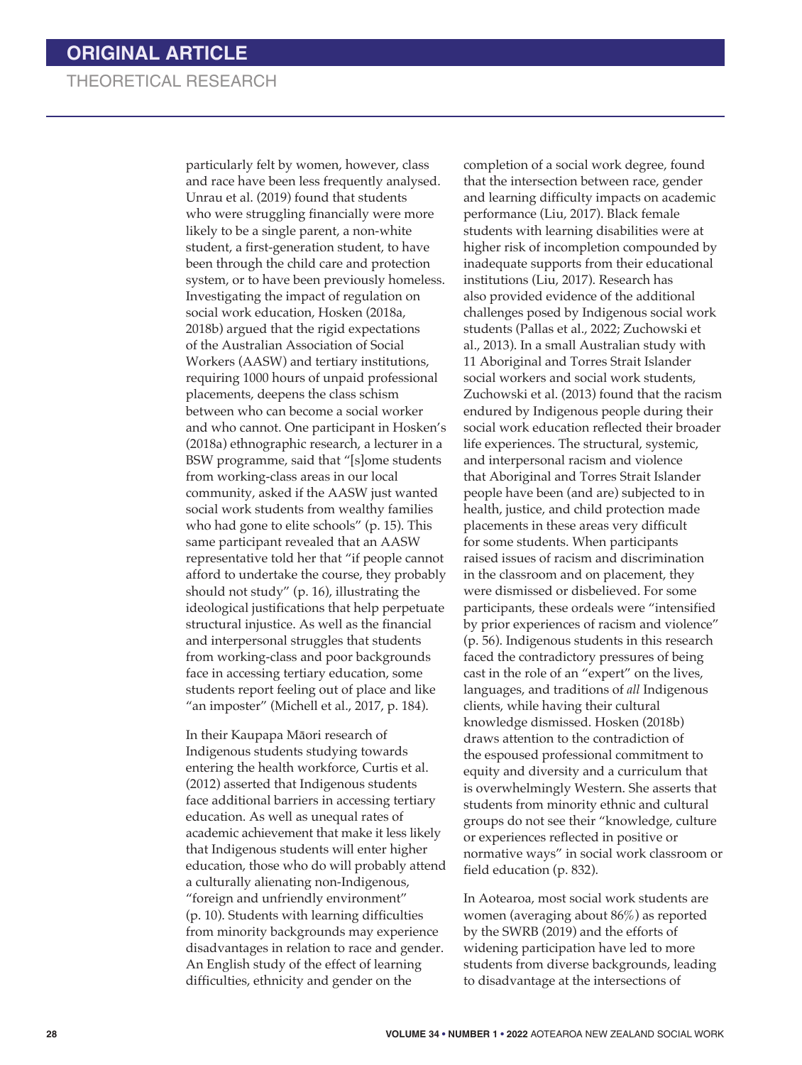particularly felt by women, however, class and race have been less frequently analysed. Unrau et al. (2019) found that students who were struggling financially were more likely to be a single parent, a non-white student, a first-generation student, to have been through the child care and protection system, or to have been previously homeless. Investigating the impact of regulation on social work education, Hosken (2018a, 2018b) argued that the rigid expectations of the Australian Association of Social Workers (AASW) and tertiary institutions, requiring 1000 hours of unpaid professional placements, deepens the class schism between who can become a social worker and who cannot. One participant in Hosken's (2018a) ethnographic research, a lecturer in a BSW programme, said that "[s]ome students from working-class areas in our local community, asked if the AASW just wanted social work students from wealthy families who had gone to elite schools" (p. 15). This same participant revealed that an AASW representative told her that "if people cannot afford to undertake the course, they probably should not study" (p. 16), illustrating the ideological justifications that help perpetuate structural injustice. As well as the financial and interpersonal struggles that students from working-class and poor backgrounds face in accessing tertiary education, some students report feeling out of place and like "an imposter" (Michell et al., 2017, p. 184).

In their Kaupapa Māori research of Indigenous students studying towards entering the health workforce, Curtis et al. (2012) asserted that Indigenous students face additional barriers in accessing tertiary education. As well as unequal rates of academic achievement that make it less likely that Indigenous students will enter higher education, those who do will probably attend a culturally alienating non-Indigenous, "foreign and unfriendly environment" (p. 10). Students with learning difficulties from minority backgrounds may experience disadvantages in relation to race and gender. An English study of the effect of learning difficulties, ethnicity and gender on the completion of a social work degree, found that the intersection between race, gender and learning difficulty impacts on academic performance (Liu, 2017). Black female students with learning disabilities were at higher risk of incompletion compounded by inadequate supports from their educational institutions (Liu, 2017). Research has also provided evidence of the additional challenges posed by Indigenous social work students (Pallas et al., 2022; Zuchowski et al., 2013). In a small Australian study with 11 Aboriginal and Torres Strait Islander social workers and social work students, Zuchowski et al. (2013) found that the racism endured by Indigenous people during their social work education reflected their broader life experiences. The structural, systemic, and interpersonal racism and violence that Aboriginal and Torres Strait Islander people have been (and are) subjected to in health, justice, and child protection made placements in these areas very difficult for some students. When participants raised issues of racism and discrimination in the classroom and on placement, they were dismissed or disbelieved. For some participants, these ordeals were "intensified by prior experiences of racism and violence" (p. 56). Indigenous students in this research faced the contradictory pressures of being cast in the role of an "expert" on the lives, languages, and traditions of *all* Indigenous clients, while having their cultural knowledge dismissed. Hosken (2018b) draws attention to the contradiction of the espoused professional commitment to equity and diversity and a curriculum that is overwhelmingly Western. She asserts that students from minority ethnic and cultural groups do not see their "knowledge, culture or experiences reflected in positive or normative ways" in social work classroom or field education (p. 832).

In Aotearoa, most social work students are women (averaging about 86%) as reported by the SWRB (2019) and the efforts of widening participation have led to more students from diverse backgrounds, leading to disadvantage at the intersections of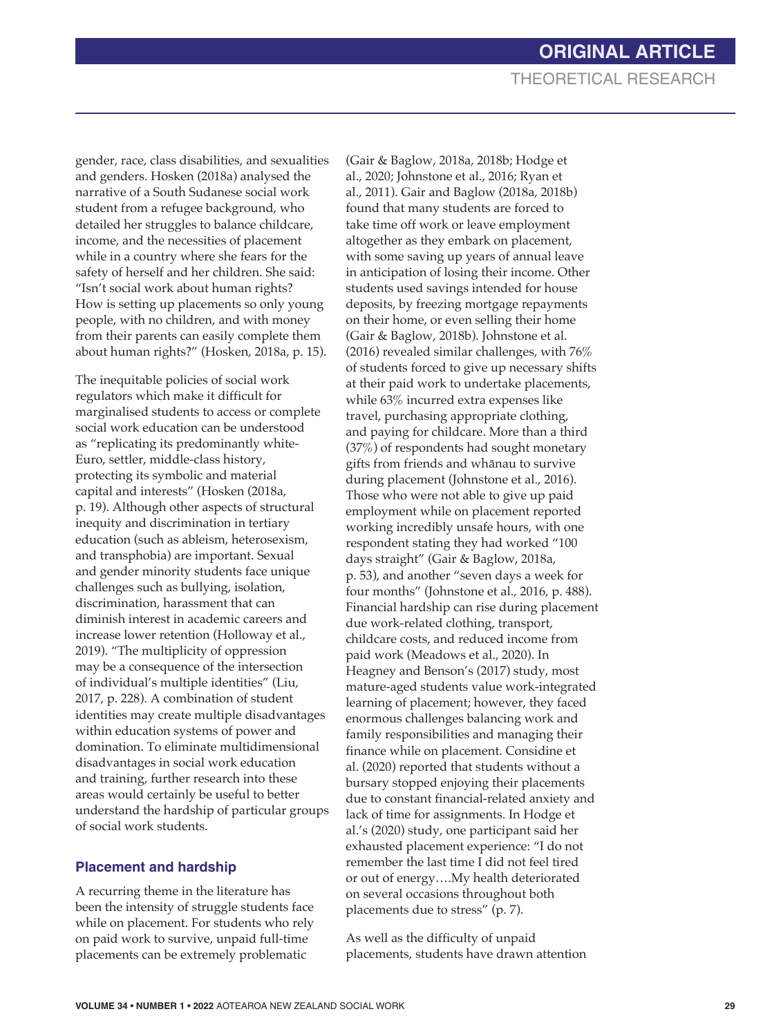gender, race, class disabilities, and sexualities and genders. Hosken (2018a) analysed the narrative of a South Sudanese social work student from a refugee background, who detailed her struggles to balance childcare, income, and the necessities of placement while in a country where she fears for the safety of herself and her children. She said: "Isn't social work about human rights? How is setting up placements so only young people, with no children, and with money from their parents can easily complete them about human rights?" (Hosken, 2018a, p. 15).

The inequitable policies of social work regulators which make it difficult for marginalised students to access or complete social work education can be understood as "replicating its predominantly white-Euro, settler, middle-class history, protecting its symbolic and material capital and interests" (Hosken (2018a, p. 19). Although other aspects of structural inequity and discrimination in tertiary education (such as ableism, heterosexism, and transphobia) are important. Sexual and gender minority students face unique challenges such as bullying, isolation, discrimination, harassment that can diminish interest in academic careers and increase lower retention (Holloway et al., 2019). "The multiplicity of oppression may be a consequence of the intersection of individual's multiple identities" (Liu, 2017, p. 228). A combination of student identities may create multiple disadvantages within education systems of power and domination. To eliminate multidimensional disadvantages in social work education and training, further research into these areas would certainly be useful to better understand the hardship of particular groups of social work students.

### Placement and hardship

A recurring theme in the literature has been the intensity of struggle students face while on placement. For students who rely on paid work to survive, unpaid full-time placements can be extremely problematic (Gair & Baglow, 2018a, 2018b; Hodge et al., 2020; Johnstone et al., 2016; Ryan et al., 2011). Gair and Baglow (2018a, 2018b) found that many students are forced to take time off work or leave employment altogether as they embark on placement, with some saving up years of annual leave in anticipation of losing their income. Other students used savings intended for house deposits, by freezing mortgage repayments on their home, or even selling their home (Gair & Baglow, 2018b). Johnstone et al. (2016) revealed similar challenges, with 76% of students forced to give up necessary shifts at their paid work to undertake placements, while 63% incurred extra expenses like travel, purchasing appropriate clothing, and paying for childcare. More than a third (37%) of respondents had sought monetary gifts from friends and whānau to survive during placement (Johnstone et al., 2016). Those who were not able to give up paid employment while on placement reported working incredibly unsafe hours, with one respondent stating they had worked "100 days straight" (Gair & Baglow, 2018a, p. 53), and another "seven days a week for four months" (Johnstone et al., 2016, p. 488). Financial hardship can rise during placement due work-related clothing, transport, childcare costs, and reduced income from paid work (Meadows et al., 2020). In Heagney and Benson's (2017) study, most mature-aged students value work-integrated learning of placement; however, they faced enormous challenges balancing work and family responsibilities and managing their finance while on placement. Considine et al. (2020) reported that students without a bursary stopped enjoying their placements due to constant financial-related anxiety and lack of time for assignments. In Hodge et al.'s (2020) study, one participant said her exhausted placement experience: "I do not remember the last time I did not feel tired or out of energy….My health deteriorated on several occasions throughout both placements due to stress" (p. 7).

As well as the difficulty of unpaid placements, students have drawn attention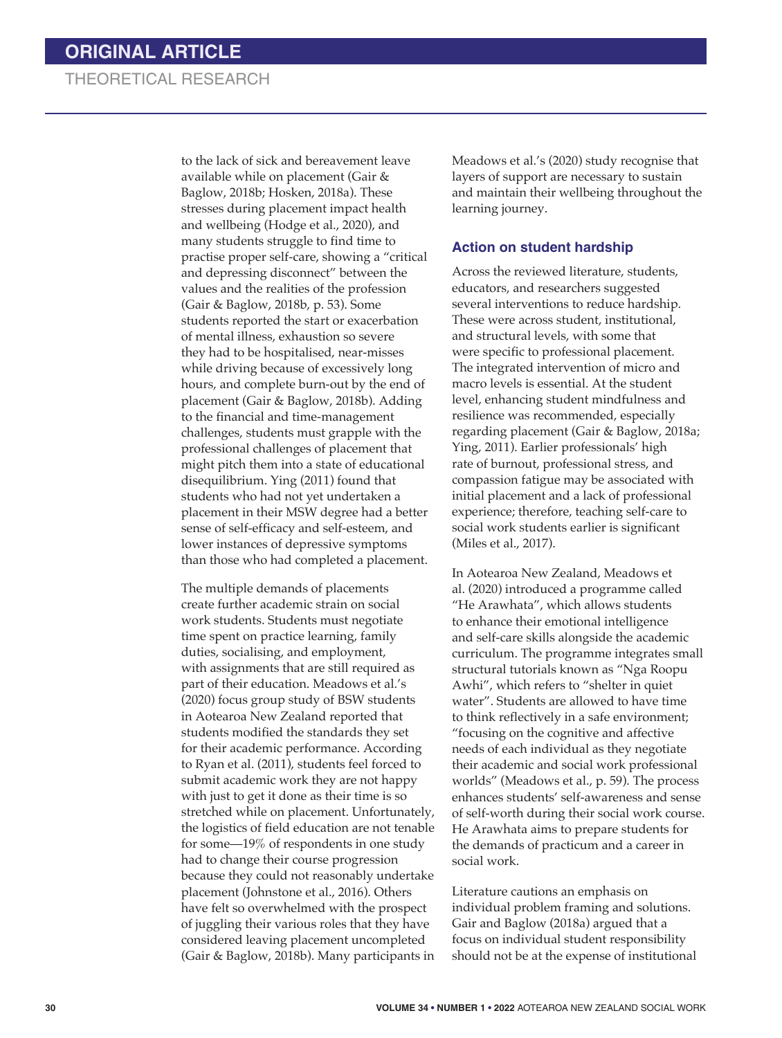to the lack of sick and bereavement leave available while on placement (Gair & Baglow, 2018b; Hosken, 2018a). These stresses during placement impact health and wellbeing (Hodge et al., 2020), and many students struggle to find time to practise proper self-care, showing a "critical and depressing disconnect" between the values and the realities of the profession (Gair & Baglow, 2018b, p. 53). Some students reported the start or exacerbation of mental illness, exhaustion so severe they had to be hospitalised, near-misses while driving because of excessively long hours, and complete burn-out by the end of placement (Gair & Baglow, 2018b). Adding to the financial and time-management challenges, students must grapple with the professional challenges of placement that might pitch them into a state of educational disequilibrium. Ying (2011) found that students who had not yet undertaken a placement in their MSW degree had a better sense of self-efficacy and self-esteem, and lower instances of depressive symptoms than those who had completed a placement.

The multiple demands of placements create further academic strain on social work students. Students must negotiate time spent on practice learning, family duties, socialising, and employment, with assignments that are still required as part of their education. Meadows et al.'s (2020) focus group study of BSW students in Aotearoa New Zealand reported that students modified the standards they set for their academic performance. According to Ryan et al. (2011), students feel forced to submit academic work they are not happy with just to get it done as their time is so stretched while on placement. Unfortunately, the logistics of field education are not tenable for some—19% of respondents in one study had to change their course progression because they could not reasonably undertake placement (Johnstone et al., 2016). Others have felt so overwhelmed with the prospect of juggling their various roles that they have considered leaving placement uncompleted (Gair & Baglow, 2018b). Many participants in Meadows et al.'s (2020) study recognise that layers of support are necessary to sustain and maintain their wellbeing throughout the learning journey.

## Action on student hardship

Across the reviewed literature, students, educators, and researchers suggested several interventions to reduce hardship. These were across student, institutional, and structural levels, with some that were specific to professional placement. The integrated intervention of micro and macro levels is essential. At the student level, enhancing student mindfulness and resilience was recommended, especially regarding placement (Gair & Baglow, 2018a; Ying, 2011). Earlier professionals' high rate of burnout, professional stress, and compassion fatigue may be associated with initial placement and a lack of professional experience; therefore, teaching self-care to social work students earlier is significant (Miles et al., 2017).

In Aotearoa New Zealand, Meadows et al. (2020) introduced a programme called "He Arawhata", which allows students to enhance their emotional intelligence and self-care skills alongside the academic curriculum. The programme integrates small structural tutorials known as "Nga Roopu Awhi", which refers to "shelter in quiet water". Students are allowed to have time to think reflectively in a safe environment; "focusing on the cognitive and affective needs of each individual as they negotiate their academic and social work professional worlds" (Meadows et al., p. 59). The process enhances students' self-awareness and sense of self-worth during their social work course. He Arawhata aims to prepare students for the demands of practicum and a career in social work.

Literature cautions an emphasis on individual problem framing and solutions. Gair and Baglow (2018a) argued that a focus on individual student responsibility should not be at the expense of institutional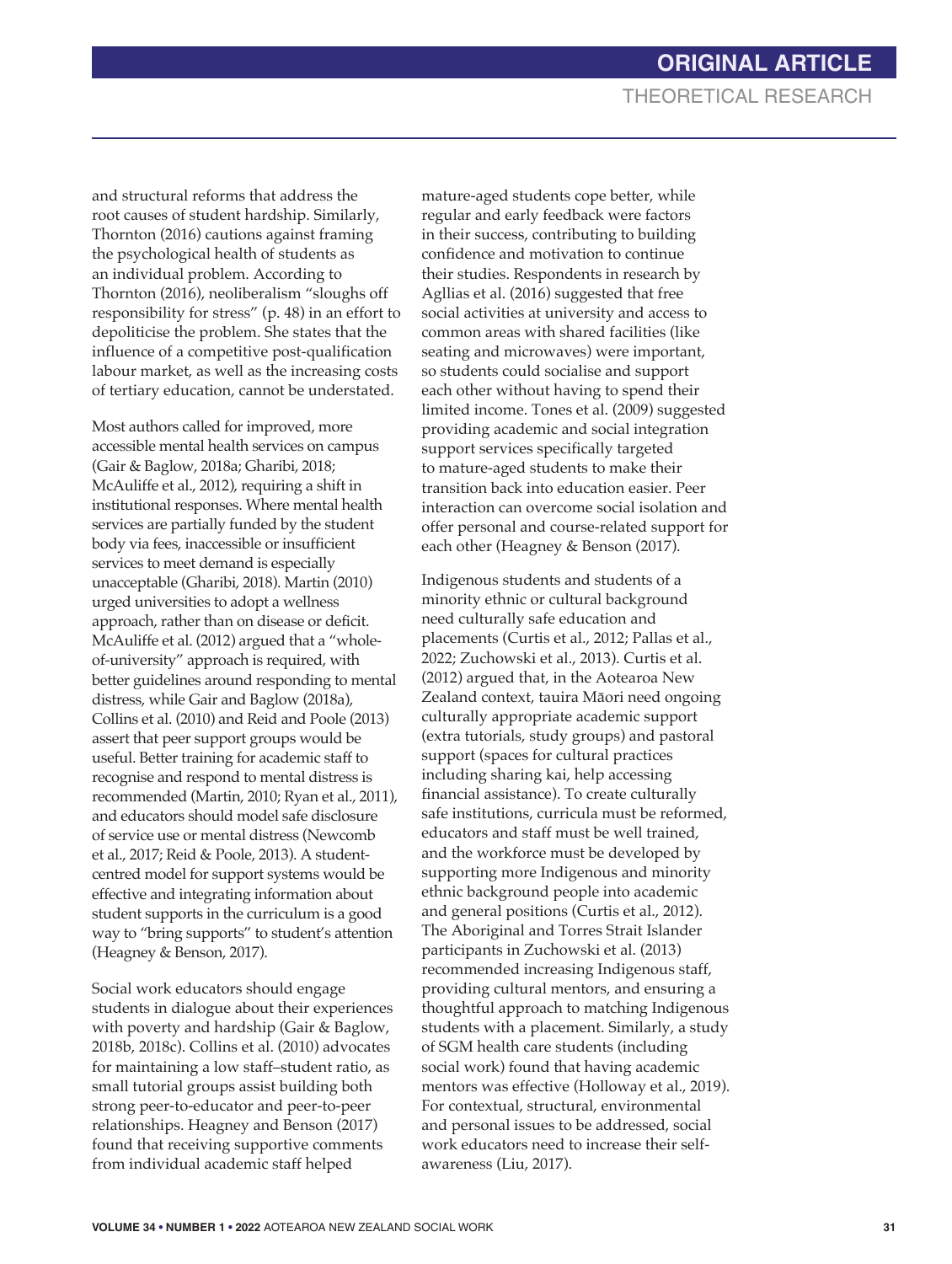and structural reforms that address the root causes of student hardship. Similarly, Thornton (2016) cautions against framing the psychological health of students as an individual problem. According to Thornton (2016), neoliberalism "sloughs off responsibility for stress" (p. 48) in an effort to depoliticise the problem. She states that the influence of a competitive post-qualification labour market, as well as the increasing costs of tertiary education, cannot be understated.

Most authors called for improved, more accessible mental health services on campus (Gair & Baglow, 2018a; Gharibi, 2018; McAuliffe et al., 2012), requiring a shift in institutional responses. Where mental health services are partially funded by the student body via fees, inaccessible or insufficient services to meet demand is especially unacceptable (Gharibi, 2018). Martin (2010) urged universities to adopt a wellness approach, rather than on disease or deficit. McAuliffe et al. (2012) argued that a "whole-of-university" approach is required, with better guidelines around responding to mental distress, while Gair and Baglow (2018a), Collins et al. (2010) and Reid and Poole (2013) assert that peer support groups would be useful. Better training for academic staff to recognise and respond to mental distress is recommended (Martin, 2010; Ryan et al., 2011), and educators should model safe disclosure of service use or mental distress (Newcomb et al., 2017; Reid & Poole, 2013). A student-centred model for support systems would be effective and integrating information about student supports in the curriculum is a good way to "bring supports" to student's attention (Heagney & Benson, 2017).

Social work educators should engage students in dialogue about their experiences with poverty and hardship (Gair & Baglow, 2018b, 2018c). Collins et al. (2010) advocates for maintaining a low staff–student ratio, as small tutorial groups assist building both strong peer-to-educator and peer-to-peer relationships. Heagney and Benson (2017) found that receiving supportive comments from individual academic staff helped mature-aged students cope better, while regular and early feedback were factors in their success, contributing to building confidence and motivation to continue their studies. Respondents in research by Agllias et al. (2016) suggested that free social activities at university and access to common areas with shared facilities (like seating and microwaves) were important, so students could socialise and support each other without having to spend their limited income. Tones et al. (2009) suggested providing academic and social integration support services specifically targeted to mature-aged students to make their transition back into education easier. Peer interaction can overcome social isolation and offer personal and course-related support for each other (Heagney & Benson (2017).

Indigenous students and students of a minority ethnic or cultural background need culturally safe education and placements (Curtis et al., 2012; Pallas et al., 2022; Zuchowski et al., 2013). Curtis et al. (2012) argued that, in the Aotearoa New Zealand context, tauira Māori need ongoing culturally appropriate academic support (extra tutorials, study groups) and pastoral support (spaces for cultural practices including sharing kai, help accessing financial assistance). To create culturally safe institutions, curricula must be reformed, educators and staff must be well trained, and the workforce must be developed by supporting more Indigenous and minority ethnic background people into academic and general positions (Curtis et al., 2012). The Aboriginal and Torres Strait Islander participants in Zuchowski et al. (2013) recommended increasing Indigenous staff, providing cultural mentors, and ensuring a thoughtful approach to matching Indigenous students with a placement. Similarly, a study of SGM health care students (including social work) found that having academic mentors was effective (Holloway et al., 2019). For contextual, structural, environmental and personal issues to be addressed, social work educators need to increase their self-awareness (Liu, 2017).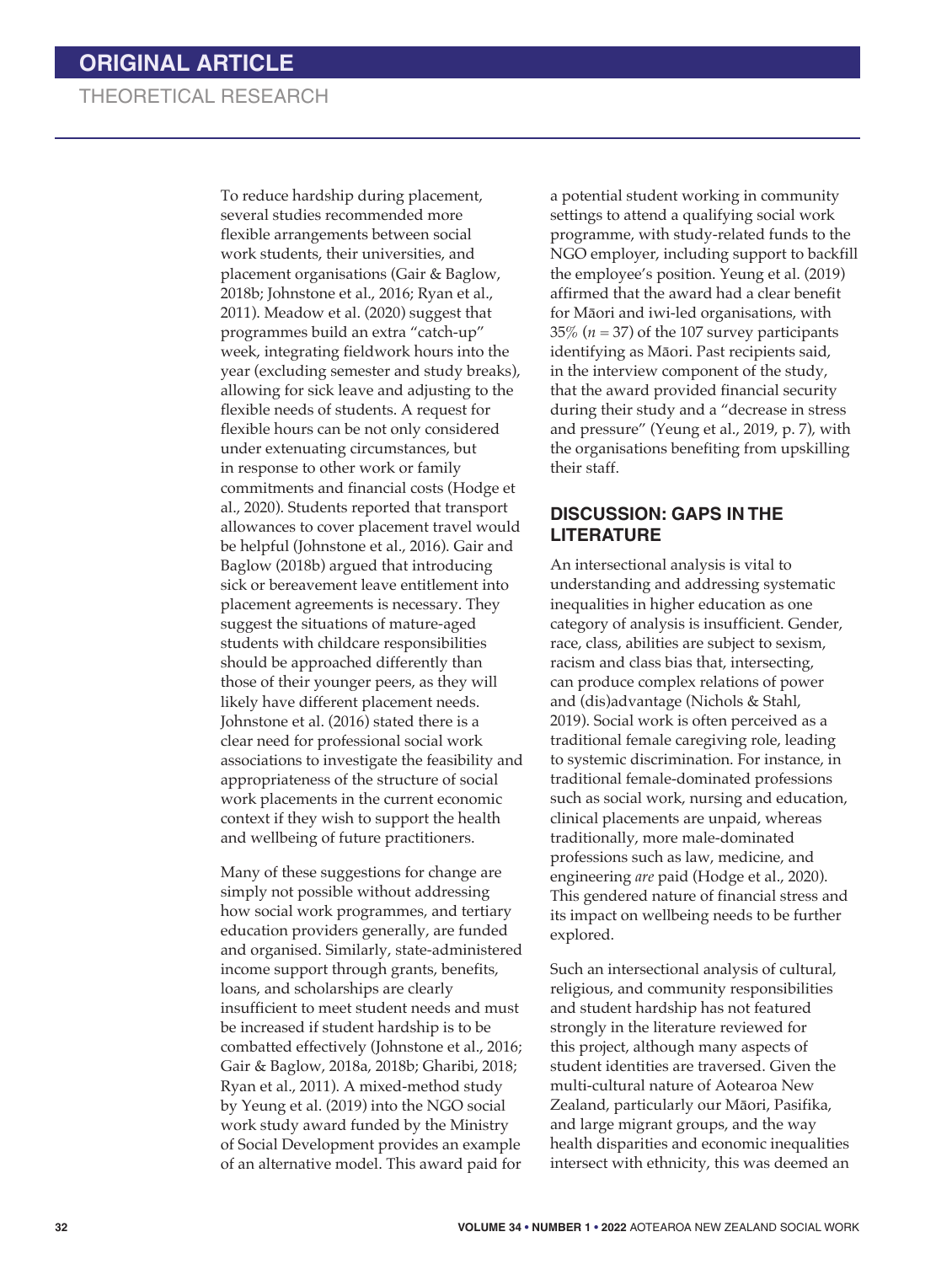To reduce hardship during placement, several studies recommended more flexible arrangements between social work students, their universities, and placement organisations (Gair & Baglow, 2018b; Johnstone et al., 2016; Ryan et al., 2011). Meadow et al. (2020) suggest that programmes build an extra "catch-up" week, integrating fieldwork hours into the year (excluding semester and study breaks), allowing for sick leave and adjusting to the flexible needs of students. A request for flexible hours can be not only considered under extenuating circumstances, but in response to other work or family commitments and financial costs (Hodge et al., 2020). Students reported that transport allowances to cover placement travel would be helpful (Johnstone et al., 2016). Gair and Baglow (2018b) argued that introducing sick or bereavement leave entitlement into placement agreements is necessary. They suggest the situations of mature-aged students with childcare responsibilities should be approached differently than those of their younger peers, as they will likely have different placement needs. Johnstone et al. (2016) stated there is a clear need for professional social work associations to investigate the feasibility and appropriateness of the structure of social work placements in the current economic context if they wish to support the health and wellbeing of future practitioners.

Many of these suggestions for change are simply not possible without addressing how social work programmes, and tertiary education providers generally, are funded and organised. Similarly, state-administered income support through grants, benefits, loans, and scholarships are clearly insufficient to meet student needs and must be increased if student hardship is to be combatted effectively (Johnstone et al., 2016; Gair & Baglow, 2018a, 2018b; Gharibi, 2018; Ryan et al., 2011). A mixed-method study by Yeung et al. (2019) into the NGO social work study award funded by the Ministry of Social Development provides an example of an alternative model. This award paid for a potential student working in community settings to attend a qualifying social work programme, with study-related funds to the NGO employer, including support to backfill the employee's position. Yeung et al. (2019) affirmed that the award had a clear benefit for Māori and iwi-led organisations, with 35% ($n = 37$) of the 107 survey participants identifying as Māori. Past recipients said, in the interview component of the study, that the award provided financial security during their study and a "decrease in stress and pressure" (Yeung et al., 2019, p. 7), with the organisations benefiting from upskilling their staff.

## DISCUSSION: GAPS IN THE LITERATURE

An intersectional analysis is vital to understanding and addressing systematic inequalities in higher education as one category of analysis is insufficient. Gender, race, class, abilities are subject to sexism, racism and class bias that, intersecting, can produce complex relations of power and (dis)advantage (Nichols & Stahl, 2019). Social work is often perceived as a traditional female caregiving role, leading to systemic discrimination. For instance, in traditional female-dominated professions such as social work, nursing and education, clinical placements are unpaid, whereas traditionally, more male-dominated professions such as law, medicine, and engineering *are* paid (Hodge et al., 2020). This gendered nature of financial stress and its impact on wellbeing needs to be further explored.

Such an intersectional analysis of cultural, religious, and community responsibilities and student hardship has not featured strongly in the literature reviewed for this project, although many aspects of student identities are traversed. Given the multi-cultural nature of Aotearoa New Zealand, particularly our Māori, Pasifika, and large migrant groups, and the way health disparities and economic inequalities intersect with ethnicity, this was deemed an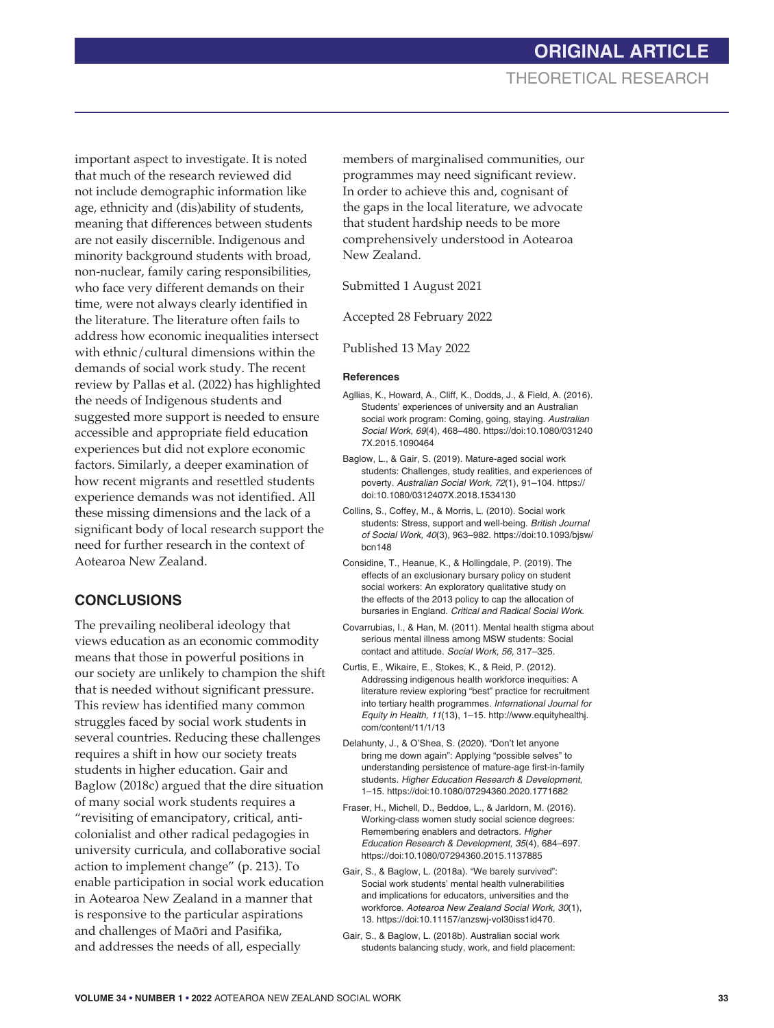important aspect to investigate. It is noted that much of the research reviewed did not include demographic information like age, ethnicity and (dis)ability of students, meaning that differences between students are not easily discernible. Indigenous and minority background students with broad, non-nuclear, family caring responsibilities, who face very different demands on their time, were not always clearly identified in the literature. The literature often fails to address how economic inequalities intersect with ethnic/cultural dimensions within the demands of social work study. The recent review by Pallas et al. (2022) has highlighted the needs of Indigenous students and suggested more support is needed to ensure accessible and appropriate field education experiences but did not explore economic factors. Similarly, a deeper examination of how recent migrants and resettled students experience demands was not identified. All these missing dimensions and the lack of a significant body of local research support the need for further research in the context of Aotearoa New Zealand.

## CONCLUSIONS

The prevailing neoliberal ideology that views education as an economic commodity means that those in powerful positions in our society are unlikely to champion the shift that is needed without significant pressure. This review has identified many common struggles faced by social work students in several countries. Reducing these challenges requires a shift in how our society treats students in higher education. Gair and Baglow (2018c) argued that the dire situation of many social work students requires a "revisiting of emancipatory, critical, anti-colonialist and other radical pedagogies in university curricula, and collaborative social action to implement change" (p. 213). To enable participation in social work education in Aotearoa New Zealand in a manner that is responsive to the particular aspirations and challenges of Māori and Pasifika, and addresses the needs of all, especially members of marginalised communities, our programmes may need significant review. In order to achieve this and, cognisant of the gaps in the local literature, we advocate that student hardship needs to be more comprehensively understood in Aotearoa New Zealand.

Submitted 1 August 2021

Accepted 28 February 2022

Published 13 May 2022

### References

Agllias, K., Howard, A., Cliff, K., Dodds, J., & Field, A. (2016). Students' experiences of university and an Australian social work program: Coming, going, staying. *Australian Social Work, 69*(4), 468–480. https://doi:10.1080/0312407X.2015.1090464

Baglow, L., & Gair, S. (2019). Mature-aged social work students: Challenges, study realities, and experiences of poverty. *Australian Social Work, 72*(1), 91–104. https://doi:10.1080/0312407X.2018.1534130

Collins, S., Coffey, M., & Morris, L. (2010). Social work students: Stress, support and well-being. *British Journal of Social Work, 40*(3), 963–982. https://doi:10.1093/bjsw/bcn148

Considine, T., Heanue, K., & Hollingdale, P. (2019). The effects of an exclusionary bursary policy on student social workers: An exploratory qualitative study on the effects of the 2013 policy to cap the allocation of bursaries in England. *Critical and Radical Social Work.*

Covarrubias, I., & Han, M. (2011). Mental health stigma about serious mental illness among MSW students: Social contact and attitude. *Social Work, 56*, 317–325.

Curtis, E., Wikaire, E., Stokes, K., & Reid, P. (2012). Addressing indigenous health workforce inequities: A literature review exploring "best" practice for recruitment into tertiary health programmes. *International Journal for Equity in Health, 11*(13), 1–15. http://www.equityhealthj.com/content/11/1/13

Delahunty, J., & O'Shea, S. (2020). "Don't let anyone bring me down again": Applying "possible selves" to understanding persistence of mature-age first-in-family students. *Higher Education Research & Development*, 1–15. https://doi:10.1080/07294360.2020.1771682

Fraser, H., Michell, D., Beddoe, L., & Jarldorn, M. (2016). Working-class women study social science degrees: Remembering enablers and detractors. *Higher Education Research & Development, 35*(4), 684–697. https://doi:10.1080/07294360.2015.1137885

Gair, S., & Baglow, L. (2018a). "We barely survived": Social work students' mental health vulnerabilities and implications for educators, universities and the workforce. *Aotearoa New Zealand Social Work, 30*(1), 13. https://doi:10.11157/anzswj-vol30iss1id470.

Gair, S., & Baglow, L. (2018b). Australian social work students balancing study, work, and field placement: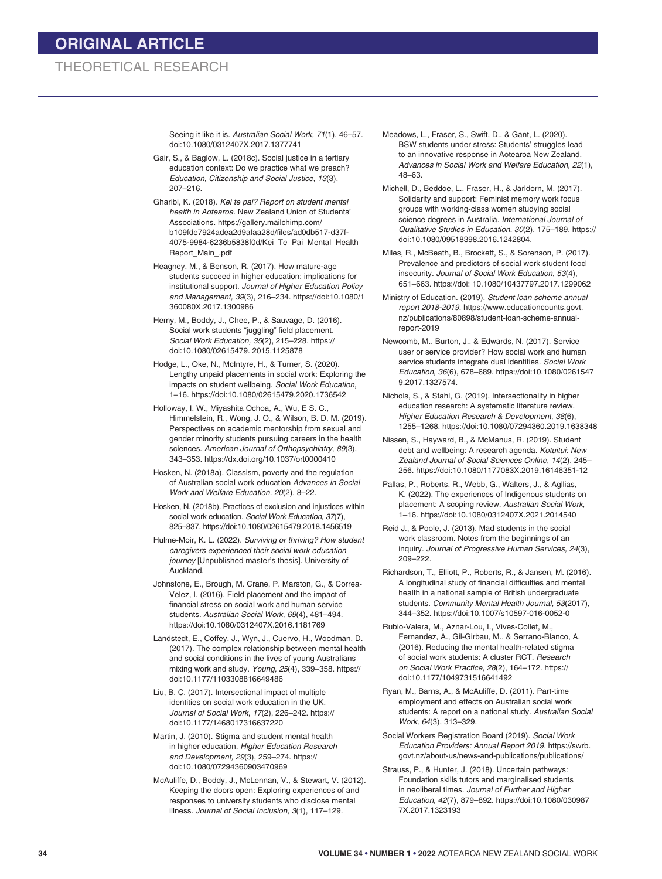Seeing it like it is. *Australian Social Work, 71*(1), 46–57. doi:10.1080/0312407X.2017.1377741

Gair, S., & Baglow, L. (2018c). Social justice in a tertiary education context: Do we practice what we preach? *Education, Citizenship and Social Justice, 13*(3), 207–216.

Gharibi, K. (2018). *Kei te pai? Report on student mental health in Aotearoa*. New Zealand Union of Students' Associations. https://gallery.mailchimp.com/b109fde7924adea2d9afaa28d/files/ad0db517-d37f-4075-9984-6236b5838f0d/Kei_Te_Pai_Mental_Health_Report_Main_.pdf

Heagney, M., & Benson, R. (2017). How mature-age students succeed in higher education: implications for institutional support. *Journal of Higher Education Policy and Management, 39*(3), 216–234. https://doi:10.1080/1360080X.2017.1300986

Hemy, M., Boddy, J., Chee, P., & Sauvage, D. (2016). Social work students "juggling" field placement. *Social Work Education, 35*(2), 215–228. https://doi:10.1080/02615479. 2015.1125878

Hodge, L., Oke, N., McIntyre, H., & Turner, S. (2020). Lengthy unpaid placements in social work: Exploring the impacts on student wellbeing. *Social Work Education*, 1–16. https://doi:10.1080/02615479.2020.1736542

Holloway, I. W., Miyashita Ochoa, A., Wu, E S. C., Himmelstein, R., Wong, J. O., & Wilson, B. D. M. (2019). Perspectives on academic mentorship from sexual and gender minority students pursuing careers in the health sciences. *American Journal of Orthopsychiatry*, *89*(3), 343–353. https://dx.doi.org/10.1037/ort0000410

Hosken, N. (2018a). Classism, poverty and the regulation of Australian social work education *Advances in Social Work and Welfare Education, 20*(2), 8–22.

Hosken, N. (2018b). Practices of exclusion and injustices within social work education. *Social Work Education, 37*(7), 825–837. https://doi:10.1080/02615479.2018.1456519

Hulme-Moir, K. L. (2022). *Surviving or thriving? How student caregivers experienced their social work education journey* [Unpublished master's thesis]. University of Auckland.

Johnstone, E., Brough, M. Crane, P. Marston, G., & Correa-Velez, I. (2016). Field placement and the impact of financial stress on social work and human service students. *Australian Social Work, 69*(4), 481–494. https://doi:10.1080/0312407X.2016.1181769

Landstedt, E., Coffey, J., Wyn, J., Cuervo, H., Woodman, D. (2017). The complex relationship between mental health and social conditions in the lives of young Australians mixing work and study. *Young, 25*(4), 339–358. https://doi:10.1177/1103308816649486

Liu, B. C. (2017). Intersectional impact of multiple identities on social work education in the UK. *Journal of Social Work, 17*(2), 226–242. https://doi:10.1177/1468017316637220

Martin, J. (2010). Stigma and student mental health in higher education. *Higher Education Research and Development, 29*(3), 259–274. https://doi:10.1080/07294360903470969

McAuliffe, D., Boddy, J., McLennan, V., & Stewart, V. (2012). Keeping the doors open: Exploring experiences of and responses to university students who disclose mental illness. *Journal of Social Inclusion, 3*(1), 117–129.

Meadows, L., Fraser, S., Swift, D., & Gant, L. (2020). BSW students under stress: Students' struggles lead to an innovative response in Aotearoa New Zealand. *Advances in Social Work and Welfare Education, 22*(1), 48–63.

Michell, D., Beddoe, L., Fraser, H., & Jarldorn, M. (2017). Solidarity and support: Feminist memory work focus groups with working-class women studying social science degrees in Australia. *International Journal of Qualitative Studies in Education, 30*(2), 175–189. https://doi:10.1080/09518398.2016.1242804.

Miles, R., McBeath, B., Brockett, S., & Sorenson, P. (2017). Prevalence and predictors of social work student food insecurity. *Journal of Social Work Education*, *53*(4), 651–663. https://doi: 10.1080/10437797.2017.1299062

Ministry of Education. (2019). *Student loan scheme annual report 2018-2019.* https://www.educationcounts.govt.nz/publications/80898/student-loan-scheme-annual-report-2019

Newcomb, M., Burton, J., & Edwards, N. (2017). Service user or service provider? How social work and human service students integrate dual identities. *Social Work Education, 36*(6), 678–689. https://doi:10.1080/02615479.2017.1327574.

Nichols, S., & Stahl, G. (2019). Intersectionality in higher education research: A systematic literature review. *Higher Education Research & Development, 38*(6), 1255–1268. https://doi:10.1080/07294360.2019.1638348

Nissen, S., Hayward, B., & McManus, R. (2019). Student debt and wellbeing: A research agenda. *Kotuitui: New Zealand Journal of Social Sciences Online, 14*(2), 245–256. https://doi:10.1080/1177083X.2019.16146351-12

Pallas, P., Roberts, R., Webb, G., Walters, J., & Agllias, K. (2022). The experiences of Indigenous students on placement: A scoping review. *Australian Social Work*, 1–16. https://doi:10.1080/0312407X.2021.2014540

Reid J., & Poole, J. (2013). Mad students in the social work classroom. Notes from the beginnings of an inquiry. *Journal of Progressive Human Services, 24*(3), 209–222.

Richardson, T., Elliott, P., Roberts, R., & Jansen, M. (2016). A longitudinal study of financial difficulties and mental health in a national sample of British undergraduate students. *Community Mental Health Journal, 53*(2017), 344–352. https://doi:10.1007/s10597-016-0052-0

Rubio-Valera, M., Aznar-Lou, I., Vives-Collet, M., Fernandez, A., Gil-Girbau, M., & Serrano-Blanco, A. (2016). Reducing the mental health-related stigma of social work students: A cluster RCT. *Research on Social Work Practice*, *28*(2), 164–172. https://doi:10.1177/1049731516641492

Ryan, M., Barns, A., & McAuliffe, D. (2011). Part-time employment and effects on Australian social work students: A report on a national study. *Australian Social Work, 64*(3), 313–329.

Social Workers Registration Board (2019). *Social Work Education Providers: Annual Report 2019.* https://swrb.govt.nz/about-us/news-and-publications/publications/

Strauss, P., & Hunter, J. (2018). Uncertain pathways: Foundation skills tutors and marginalised students in neoliberal times. *Journal of Further and Higher Education, 42*(7), 879–892. https://doi:10.1080/0309877X.2017.1323193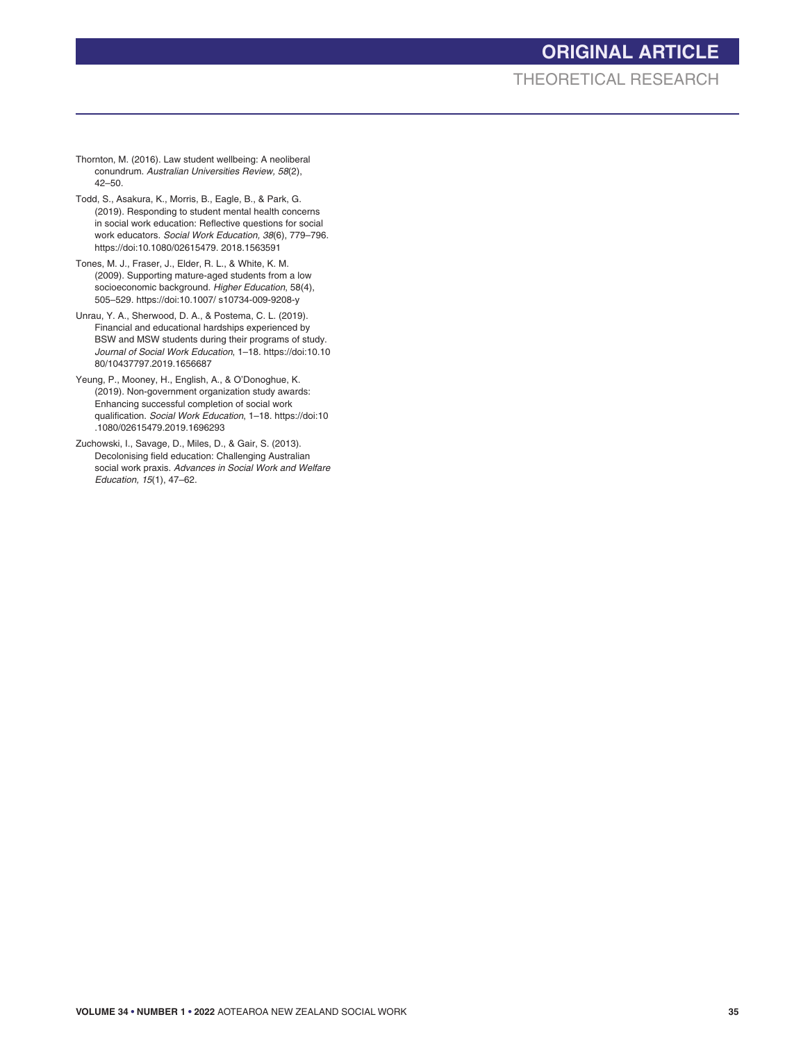Thornton, M. (2016). Law student wellbeing: A neoliberal conundrum. *Australian Universities Review, 58*(2), 42–50.

Todd, S., Asakura, K., Morris, B., Eagle, B., & Park, G. (2019). Responding to student mental health concerns in social work education: Reflective questions for social work educators. *Social Work Education, 38*(6), 779–796. https://doi:10.1080/02615479. 2018.1563591

Tones, M. J., Fraser, J., Elder, R. L., & White, K. M. (2009). Supporting mature-aged students from a low socioeconomic background. *Higher Education*, 58(4), 505–529. https://doi:10.1007/ s10734-009-9208-y

Unrau, Y. A., Sherwood, D. A., & Postema, C. L. (2019). Financial and educational hardships experienced by BSW and MSW students during their programs of study. *Journal of Social Work Education*, 1–18. https://doi:10.10 80/10437797.2019.1656687

Yeung, P., Mooney, H., English, A., & O'Donoghue, K. (2019). Non-government organization study awards: Enhancing successful completion of social work qualification. *Social Work Education*, 1–18. https://doi:10 .1080/02615479.2019.1696293

Zuchowski, I., Savage, D., Miles, D., & Gair, S. (2013). Decolonising field education: Challenging Australian social work praxis. *Advances in Social Work and Welfare Education, 15*(1), 47–62.